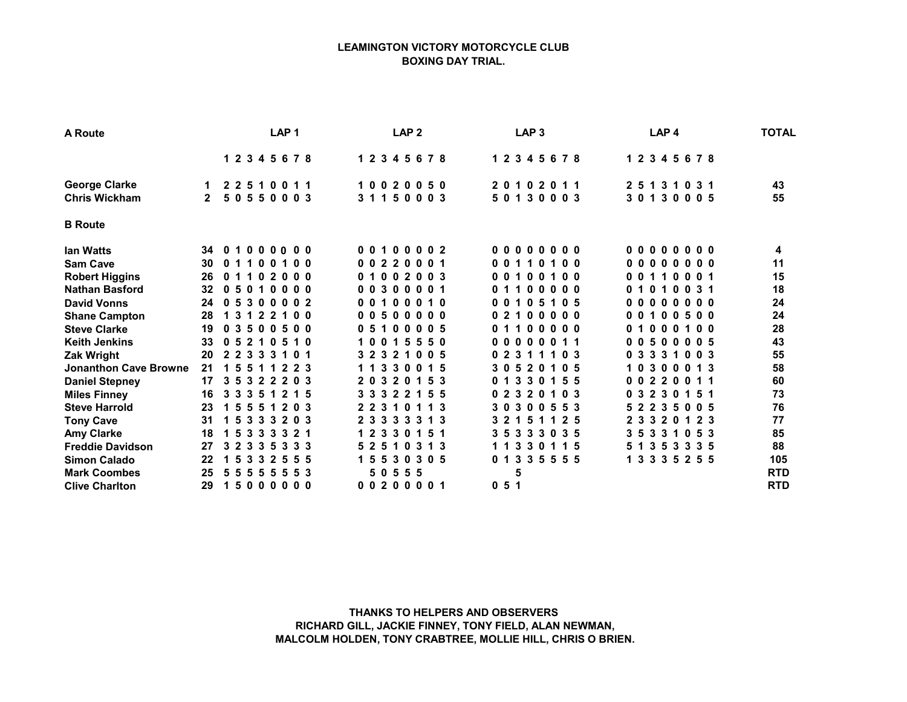**LEAMINGTON VICTORY MOTORCYCLE CLUB**
**BOXING DAY TRIAL.**

| A Route | | LAP 1 | LAP 2 | LAP 3 | LAP 4 | TOTAL |
|---|---|---|---|---|---|---|
| | | 1 2 3 4 5 6 7 8 | 1 2 3 4 5 6 7 8 | 1 2 3 4 5 6 7 8 | 1 2 3 4 5 6 7 8 | |
| George Clarke | 1 | 2 2 5 1 0 0 1 1 | 1 0 0 2 0 0 5 0 | 2 0 1 0 2 0 1 1 | 2 5 1 3 1 0 3 1 | 43 |
| Chris Wickham | 2 | 5 0 5 5 0 0 0 3 | 3 1 1 5 0 0 0 3 | 5 0 1 3 0 0 0 3 | 3 0 1 3 0 0 0 5 | 55 |
| **B Route** | | | | | | |
| Ian Watts | 34 | 0 1 0 0 0 0 0 0 | 0 0 1 0 0 0 0 2 | 0 0 0 0 0 0 0 0 | 0 0 0 0 0 0 0 0 | 4 |
| Sam Cave | 30 | 0 1 1 0 0 1 0 0 | 0 0 2 2 0 0 0 1 | 0 0 1 1 0 1 0 0 | 0 0 0 0 0 0 0 0 | 11 |
| Robert Higgins | 26 | 0 1 1 0 2 0 0 0 | 0 1 0 0 2 0 0 3 | 0 0 1 0 0 1 0 0 | 0 0 1 1 0 0 0 1 | 15 |
| Nathan Basford | 32 | 0 5 0 1 0 0 0 0 | 0 0 3 0 0 0 0 1 | 0 1 1 0 0 0 0 0 | 0 1 0 1 0 0 3 1 | 18 |
| David Vonns | 24 | 0 5 3 0 0 0 0 2 | 0 0 1 0 0 0 1 0 | 0 0 1 0 5 1 0 5 | 0 0 0 0 0 0 0 0 | 24 |
| Shane Campton | 28 | 1 3 1 2 2 1 0 0 | 0 0 5 0 0 0 0 0 | 0 2 1 0 0 0 0 0 | 0 0 1 0 0 5 0 0 | 24 |
| Steve Clarke | 19 | 0 3 5 0 0 5 0 0 | 0 5 1 0 0 0 0 5 | 0 1 1 0 0 0 0 0 | 0 1 0 0 0 1 0 0 | 28 |
| Keith Jenkins | 33 | 0 5 2 1 0 5 1 0 | 1 0 0 1 5 5 5 0 | 0 0 0 0 0 0 1 1 | 0 0 5 0 0 0 0 5 | 43 |
| Zak Wright | 20 | 2 2 3 3 3 1 0 1 | 3 2 3 2 1 0 0 5 | 0 2 3 1 1 1 0 3 | 0 3 3 3 1 0 0 3 | 55 |
| Jonanthon Cave Browne | 21 | 1 5 5 1 1 2 2 3 | 1 1 3 3 0 0 1 5 | 3 0 5 2 0 1 0 5 | 1 0 3 0 0 0 1 3 | 58 |
| Daniel Stepney | 17 | 3 5 3 2 2 2 0 3 | 2 0 3 2 0 1 5 3 | 0 1 3 3 0 1 5 5 | 0 0 2 2 0 0 1 1 | 60 |
| Miles Finney | 16 | 3 3 3 5 1 2 1 5 | 3 3 3 2 2 1 5 5 | 0 2 3 2 0 1 0 3 | 0 3 2 3 0 1 5 1 | 73 |
| Steve Harrold | 23 | 1 5 5 5 1 2 0 3 | 2 2 3 1 0 1 1 3 | 3 0 3 0 0 5 5 3 | 5 2 2 3 5 0 0 5 | 76 |
| Tony Cave | 31 | 1 5 3 3 3 2 0 3 | 2 3 3 3 3 3 1 3 | 3 2 1 5 1 1 2 5 | 2 3 3 2 0 1 2 3 | 77 |
| Amy Clarke | 18 | 1 5 3 3 3 3 2 1 | 1 2 3 3 0 1 5 1 | 3 5 3 3 3 0 3 5 | 3 5 3 3 1 0 5 3 | 85 |
| Freddie Davidson | 27 | 3 2 3 3 5 3 3 3 | 5 2 5 1 0 3 1 3 | 1 1 3 3 0 1 1 5 | 5 1 3 5 3 3 3 5 | 88 |
| Simon Calado | 22 | 1 5 3 3 2 5 5 5 | 1 5 5 3 0 3 0 5 | 0 1 3 3 5 5 5 5 | 1 3 3 3 5 2 5 5 | 105 |
| Mark Coombes | 25 | 5 5 5 5 5 5 5 3 | 5 0 5 5 5 | 5 | | RTD |
| Clive Charlton | 29 | 1 5 0 0 0 0 0 0 | 0 0 2 0 0 0 0 1 | 0 5 1 | | RTD |

**THANKS TO HELPERS AND OBSERVERS**
**RICHARD GILL, JACKIE FINNEY, TONY FIELD, ALAN NEWMAN,**
**MALCOLM HOLDEN, TONY CRABTREE, MOLLIE HILL, CHRIS O BRIEN.**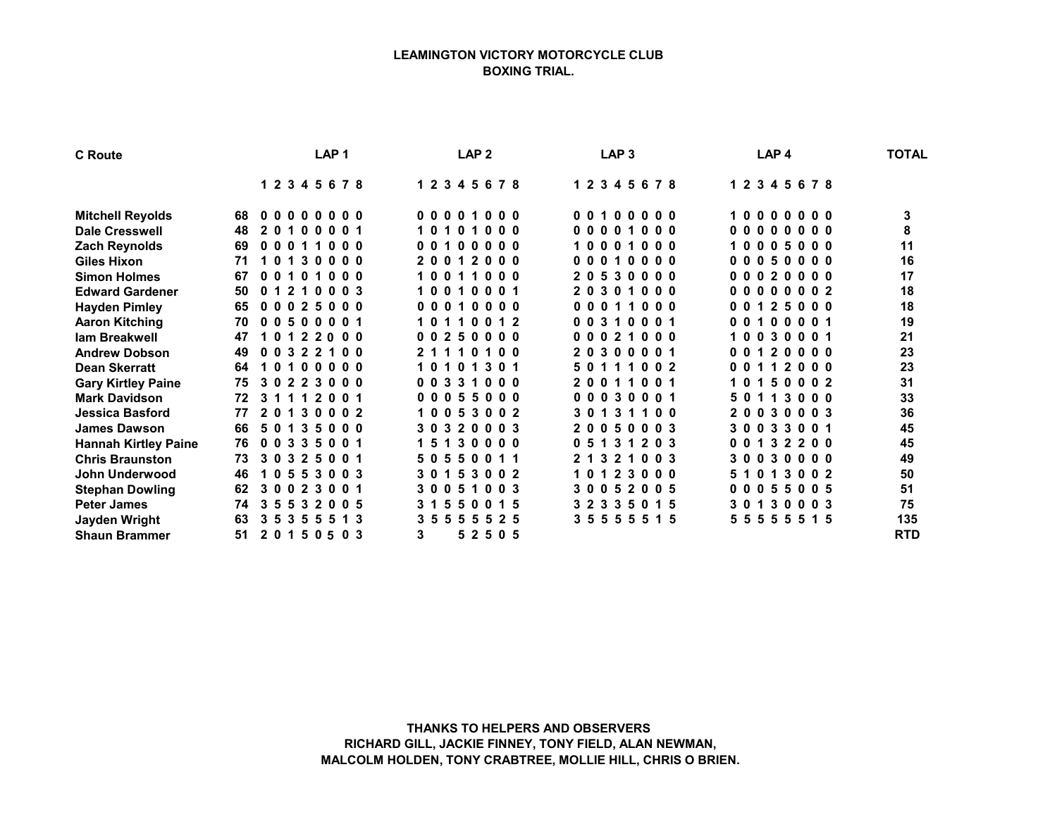**LEAMINGTON VICTORY MOTORCYCLE CLUB**
**BOXING TRIAL.**

| C Route | | LAP 1 | LAP 2 | LAP 3 | LAP 4 | TOTAL |
|---|---|---|---|---|---|---|
| | | 1 2 3 4 5 6 7 8 | 1 2 3 4 5 6 7 8 | 1 2 3 4 5 6 7 8 | 1 2 3 4 5 6 7 8 | |
| **Mitchell Reyolds** | 68 | 0 0 0 0 0 0 0 0 | 0 0 0 0 1 0 0 0 | 0 0 1 0 0 0 0 0 | 1 0 0 0 0 0 0 0 | 3 |
| **Dale Cresswell** | 48 | 2 0 1 0 0 0 0 1 | 1 0 1 0 1 0 0 0 | 0 0 0 0 1 0 0 0 | 0 0 0 0 0 0 0 0 | 8 |
| **Zach Reynolds** | 69 | 0 0 0 1 1 0 0 0 | 0 0 1 0 0 0 0 0 | 1 0 0 0 1 0 0 0 | 1 0 0 0 5 0 0 0 | 11 |
| **Giles Hixon** | 71 | 1 0 1 3 0 0 0 0 | 2 0 0 1 2 0 0 0 | 0 0 0 1 0 0 0 0 | 0 0 0 5 0 0 0 0 | 16 |
| **Simon Holmes** | 67 | 0 0 1 0 1 0 0 0 | 1 0 0 1 1 0 0 0 | 2 0 5 3 0 0 0 0 | 0 0 0 2 0 0 0 0 | 17 |
| **Edward Gardener** | 50 | 0 1 2 1 0 0 0 3 | 1 0 0 1 0 0 0 1 | 2 0 3 0 1 0 0 0 | 0 0 0 0 0 0 0 2 | 18 |
| **Hayden Pimley** | 65 | 0 0 0 2 5 0 0 0 | 0 0 0 1 0 0 0 0 | 0 0 0 1 1 0 0 0 | 0 0 1 2 5 0 0 0 | 18 |
| **Aaron Kitching** | 70 | 0 0 5 0 0 0 0 1 | 1 0 1 1 0 0 1 2 | 0 0 3 1 0 0 0 1 | 0 0 1 0 0 0 0 1 | 19 |
| **Iam Breakwell** | 47 | 1 0 1 2 2 0 0 0 | 0 0 2 5 0 0 0 0 | 0 0 0 2 1 0 0 0 | 1 0 0 3 0 0 0 1 | 21 |
| **Andrew Dobson** | 49 | 0 0 3 2 2 1 0 0 | 2 1 1 1 0 1 0 0 | 2 0 3 0 0 0 0 1 | 0 0 1 2 0 0 0 0 | 23 |
| **Dean Skerratt** | 64 | 1 0 1 0 0 0 0 0 | 1 0 1 0 1 3 0 1 | 5 0 1 1 1 0 0 2 | 0 0 1 1 2 0 0 0 | 23 |
| **Gary Kirtley Paine** | 75 | 3 0 2 2 3 0 0 0 | 0 0 3 3 1 0 0 0 | 2 0 0 1 1 0 0 1 | 1 0 1 5 0 0 0 2 | 31 |
| **Mark Davidson** | 72 | 3 1 1 1 2 0 0 1 | 0 0 0 5 5 0 0 0 | 0 0 0 3 0 0 0 1 | 5 0 1 1 3 0 0 0 | 33 |
| **Jessica Basford** | 77 | 2 0 1 3 0 0 0 2 | 1 0 0 5 3 0 0 2 | 3 0 1 3 1 1 0 0 | 2 0 0 3 0 0 0 3 | 36 |
| **James Dawson** | 66 | 5 0 1 3 5 0 0 0 | 3 0 3 2 0 0 0 3 | 2 0 0 5 0 0 0 3 | 3 0 0 3 3 0 0 1 | 45 |
| **Hannah Kirtley Paine** | 76 | 0 0 3 3 5 0 0 1 | 1 5 1 3 0 0 0 0 | 0 5 1 3 1 2 0 3 | 0 0 1 3 2 2 0 0 | 45 |
| **Chris Braunston** | 73 | 3 0 3 2 5 0 0 1 | 5 0 5 5 0 0 1 1 | 2 1 3 2 1 0 0 3 | 3 0 0 3 0 0 0 0 | 49 |
| **John Underwood** | 46 | 1 0 5 5 3 0 0 3 | 3 0 1 5 3 0 0 2 | 1 0 1 2 3 0 0 0 | 5 1 0 1 3 0 0 2 | 50 |
| **Stephan Dowling** | 62 | 3 0 0 2 3 0 0 1 | 3 0 0 5 1 0 0 3 | 3 0 0 5 2 0 0 5 | 0 0 0 5 5 0 0 5 | 51 |
| **Peter James** | 74 | 3 5 5 3 2 0 0 5 | 3 1 5 5 0 0 1 5 | 3 2 3 3 5 0 1 5 | 3 0 1 3 0 0 0 3 | 75 |
| **Jayden Wright** | 63 | 3 5 3 5 5 5 1 3 | 3 5 5 5 5 5 2 5 | 3 5 5 5 5 5 1 5 | 5 5 5 5 5 5 1 5 | 135 |
| **Shaun Brammer** | 51 | 2 0 1 5 0 5 0 3 | 3     5 2 5 0 5 | | | RTD |

**THANKS TO HELPERS AND OBSERVERS**
**RICHARD GILL, JACKIE FINNEY, TONY FIELD, ALAN NEWMAN,**
**MALCOLM HOLDEN, TONY CRABTREE, MOLLIE HILL, CHRIS O BRIEN.**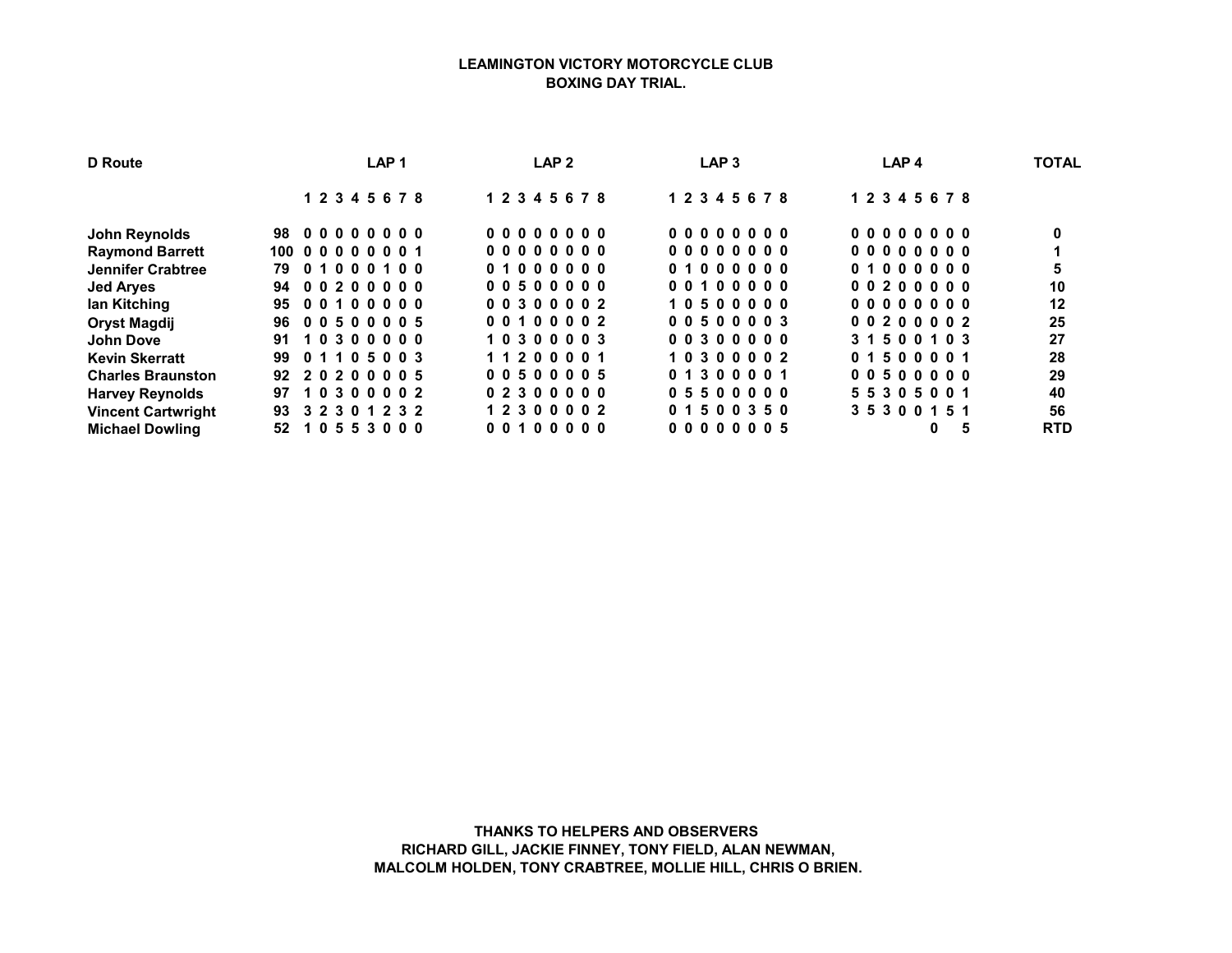**LEAMINGTON VICTORY MOTORCYCLE CLUB**
**BOXING DAY TRIAL.**

| D Route | | LAP 1 | | | | | | | | LAP 2 | | | | | | | | LAP 3 | | | | | | | | LAP 4 | | | | | | | | TOTAL |
|---|---|---|---|---|---|---|---|---|---|---|---|---|---|---|---|---|---|---|---|---|---|---|---|---|---|---|---|---|---|---|---|---|---|---|
| | | 1 | 2 | 3 | 4 | 5 | 6 | 7 | 8 | 1 | 2 | 3 | 4 | 5 | 6 | 7 | 8 | 1 | 2 | 3 | 4 | 5 | 6 | 7 | 8 | 1 | 2 | 3 | 4 | 5 | 6 | 7 | 8 | |
| John Reynolds | 98 | 0 | 0 | 0 | 0 | 0 | 0 | 0 | 0 | 0 | 0 | 0 | 0 | 0 | 0 | 0 | 0 | 0 | 0 | 0 | 0 | 0 | 0 | 0 | 0 | 0 | 0 | 0 | 0 | 0 | 0 | 0 | 0 | 0 |
| Raymond Barrett | 100 | 0 | 0 | 0 | 0 | 0 | 0 | 0 | 1 | 0 | 0 | 0 | 0 | 0 | 0 | 0 | 0 | 0 | 0 | 0 | 0 | 0 | 0 | 0 | 0 | 0 | 0 | 0 | 0 | 0 | 0 | 0 | 0 | 1 |
| Jennifer Crabtree | 79 | 0 | 1 | 0 | 0 | 0 | 1 | 0 | 0 | 0 | 1 | 0 | 0 | 0 | 0 | 0 | 0 | 0 | 1 | 0 | 0 | 0 | 0 | 0 | 0 | 0 | 1 | 0 | 0 | 0 | 0 | 0 | 0 | 5 |
| Jed Aryes | 94 | 0 | 0 | 2 | 0 | 0 | 0 | 0 | 0 | 0 | 0 | 5 | 0 | 0 | 0 | 0 | 0 | 0 | 0 | 1 | 0 | 0 | 0 | 0 | 0 | 0 | 0 | 2 | 0 | 0 | 0 | 0 | 0 | 10 |
| Ian Kitching | 95 | 0 | 0 | 1 | 0 | 0 | 0 | 0 | 0 | 0 | 0 | 3 | 0 | 0 | 0 | 0 | 2 | 1 | 0 | 5 | 0 | 0 | 0 | 0 | 0 | 0 | 0 | 0 | 0 | 0 | 0 | 0 | 0 | 12 |
| Oryst Magdij | 96 | 0 | 0 | 5 | 0 | 0 | 0 | 0 | 5 | 0 | 0 | 1 | 0 | 0 | 0 | 0 | 2 | 0 | 0 | 5 | 0 | 0 | 0 | 0 | 3 | 0 | 0 | 2 | 0 | 0 | 0 | 0 | 2 | 25 |
| John Dove | 91 | 1 | 0 | 3 | 0 | 0 | 0 | 0 | 0 | 1 | 0 | 3 | 0 | 0 | 0 | 0 | 3 | 0 | 0 | 3 | 0 | 0 | 0 | 0 | 0 | 3 | 1 | 5 | 0 | 0 | 1 | 0 | 3 | 27 |
| Kevin Skerratt | 99 | 0 | 1 | 1 | 0 | 5 | 0 | 0 | 3 | 1 | 1 | 2 | 0 | 0 | 0 | 0 | 1 | 1 | 0 | 3 | 0 | 0 | 0 | 0 | 2 | 0 | 1 | 5 | 0 | 0 | 0 | 0 | 1 | 28 |
| Charles Braunston | 92 | 2 | 0 | 2 | 0 | 0 | 0 | 0 | 5 | 0 | 0 | 5 | 0 | 0 | 0 | 0 | 5 | 0 | 1 | 3 | 0 | 0 | 0 | 0 | 1 | 0 | 0 | 5 | 0 | 0 | 0 | 0 | 0 | 29 |
| Harvey Reynolds | 97 | 1 | 0 | 3 | 0 | 0 | 0 | 0 | 2 | 0 | 2 | 3 | 0 | 0 | 0 | 0 | 0 | 0 | 5 | 5 | 0 | 0 | 0 | 0 | 0 | 5 | 5 | 3 | 0 | 5 | 0 | 0 | 1 | 40 |
| Vincent Cartwright | 93 | 3 | 2 | 3 | 0 | 1 | 2 | 3 | 2 | 1 | 2 | 3 | 0 | 0 | 0 | 0 | 2 | 0 | 1 | 5 | 0 | 0 | 3 | 5 | 0 | 3 | 5 | 3 | 0 | 0 | 1 | 5 | 1 | 56 |
| Michael Dowling | 52 | 1 | 0 | 5 | 5 | 3 | 0 | 0 | 0 | 0 | 0 | 1 | 0 | 0 | 0 | 0 | 0 | 0 | 0 | 0 | 0 | 0 | 0 | 0 | 5 | | | | | | 0 | | 5 | RTD |

**THANKS TO HELPERS AND OBSERVERS**
**RICHARD GILL, JACKIE FINNEY, TONY FIELD, ALAN NEWMAN,**
**MALCOLM HOLDEN, TONY CRABTREE, MOLLIE HILL, CHRIS O BRIEN.**